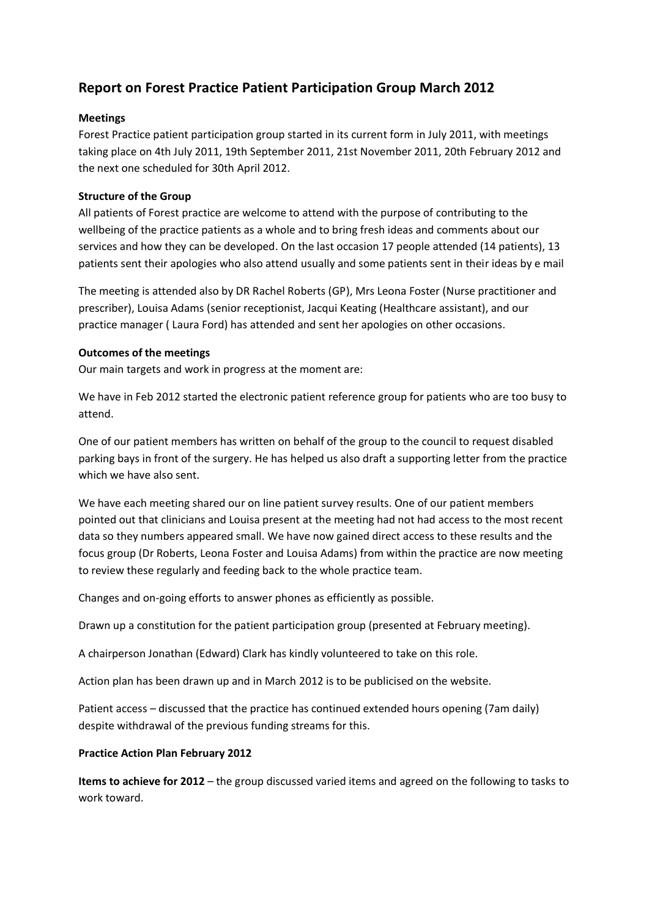## Report on Forest Practice Patient Participation Group March 2012

**Meetings**

Forest Practice patient participation group started in its current form in July 2011, with meetings taking place on 4th July 2011, 19th September 2011, 21st November 2011, 20th February 2012 and the next one scheduled for 30th April 2012.

**Structure of the Group**

All patients of Forest practice are welcome to attend with the purpose of contributing to the wellbeing of the practice patients as a whole and to bring fresh ideas and comments about our services and how they can be developed. On the last occasion 17 people attended (14 patients), 13 patients sent their apologies who also attend usually and some patients sent in their ideas by e mail

The meeting is attended also by DR Rachel Roberts (GP), Mrs Leona Foster (Nurse practitioner and prescriber), Louisa Adams (senior receptionist, Jacqui Keating (Healthcare assistant), and our practice manager ( Laura Ford) has attended and sent her apologies on other occasions.

**Outcomes of the meetings**

Our main targets and work in progress at the moment are:

We have in Feb 2012 started the electronic patient reference group for patients who are too busy to attend.

One of our patient members has written on behalf of the group to the council to request disabled parking bays in front of the surgery. He has helped us also draft a supporting letter from the practice which we have also sent.

We have each meeting shared our on line patient survey results. One of our patient members pointed out that clinicians and Louisa present at the meeting had not had access to the most recent data so they numbers appeared small. We have now gained direct access to these results and the focus group (Dr Roberts, Leona Foster and Louisa Adams) from within the practice are now meeting to review these regularly and feeding back to the whole practice team.

Changes and on-going efforts to answer phones as efficiently as possible.

Drawn up a constitution for the patient participation group (presented at February meeting).

A chairperson Jonathan (Edward) Clark has kindly volunteered to take on this role.

Action plan has been drawn up and in March 2012 is to be publicised on the website.

Patient access – discussed that the practice has continued extended hours opening (7am daily) despite withdrawal of the previous funding streams for this.

**Practice Action Plan February 2012**

**Items to achieve for 2012** – the group discussed varied items and agreed on the following to tasks to work toward.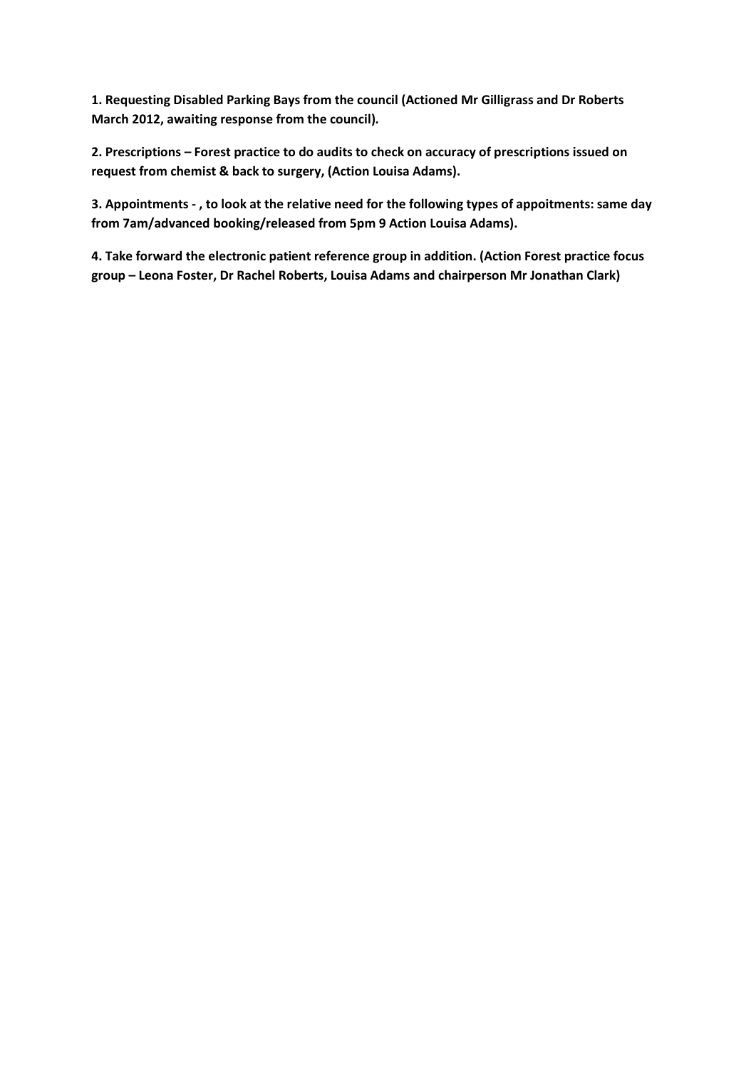**1. Requesting Disabled Parking Bays from the council (Actioned Mr Gilligrass and Dr Roberts March 2012, awaiting response from the council).**

**2. Prescriptions – Forest practice to do audits to check on accuracy of prescriptions issued on request from chemist & back to surgery, (Action Louisa Adams).**

**3. Appointments - , to look at the relative need for the following types of appoitments: same day from 7am/advanced booking/released from 5pm 9 Action Louisa Adams).**

**4. Take forward the electronic patient reference group in addition. (Action Forest practice focus group – Leona Foster, Dr Rachel Roberts, Louisa Adams and chairperson Mr Jonathan Clark)**